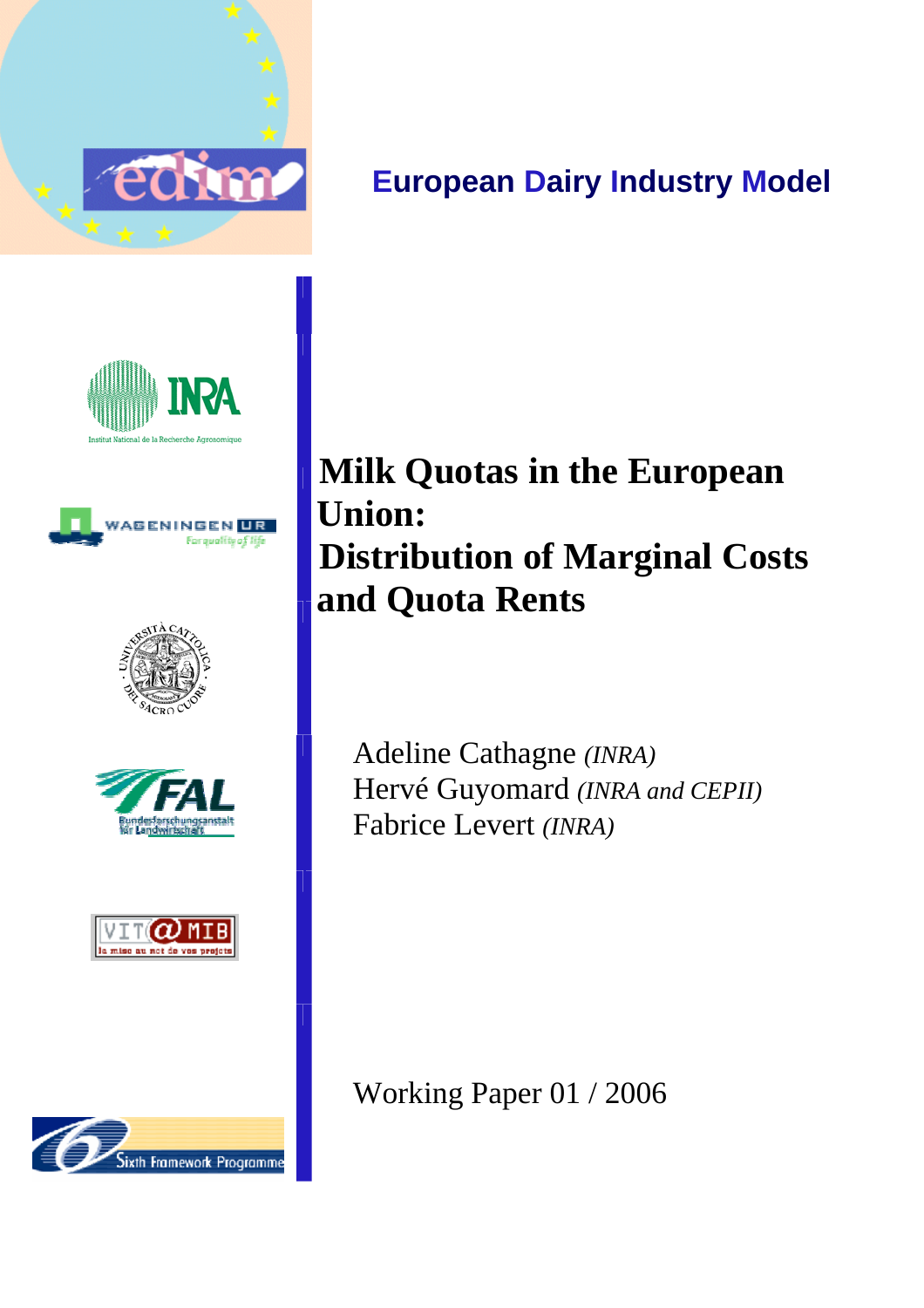European Dairy Industry Model

# Milk Quotas in the European Union: Distribution of Marginal Costs and Quota Rents

Adeline Cathagne *(INRA)*
Hervé Guyomard *(INRA and CEPII)*
Fabrice Levert *(INRA)*

Working Paper 01 / 2006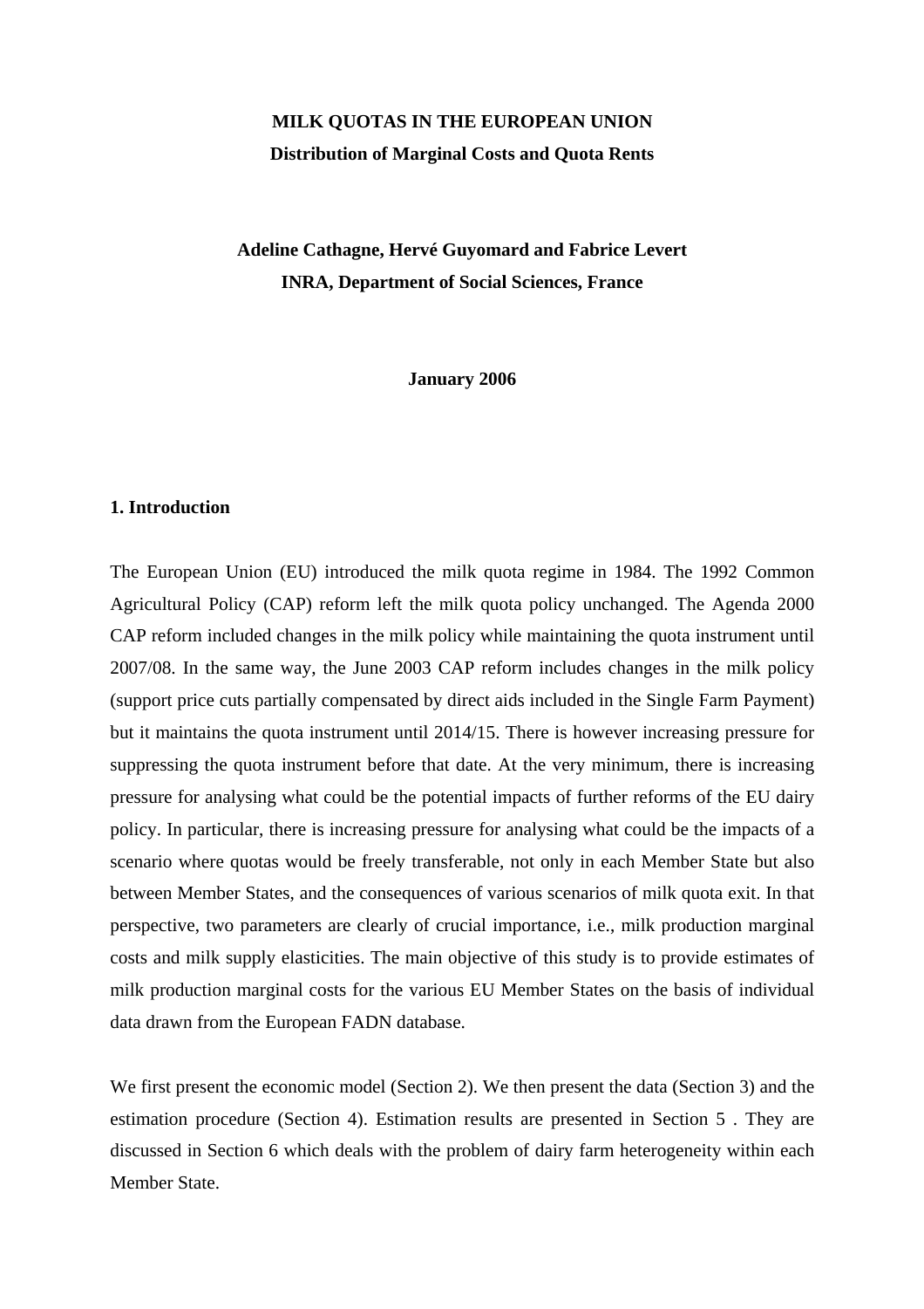**MILK QUOTAS IN THE EUROPEAN UNION**

**Distribution of Marginal Costs and Quota Rents**

**Adeline Cathagne, Hervé Guyomard and Fabrice Levert**

**INRA, Department of Social Sciences, France**

**January 2006**

## 1. Introduction

The European Union (EU) introduced the milk quota regime in 1984. The 1992 Common Agricultural Policy (CAP) reform left the milk quota policy unchanged. The Agenda 2000 CAP reform included changes in the milk policy while maintaining the quota instrument until 2007/08. In the same way, the June 2003 CAP reform includes changes in the milk policy (support price cuts partially compensated by direct aids included in the Single Farm Payment) but it maintains the quota instrument until 2014/15. There is however increasing pressure for suppressing the quota instrument before that date. At the very minimum, there is increasing pressure for analysing what could be the potential impacts of further reforms of the EU dairy policy. In particular, there is increasing pressure for analysing what could be the impacts of a scenario where quotas would be freely transferable, not only in each Member State but also between Member States, and the consequences of various scenarios of milk quota exit. In that perspective, two parameters are clearly of crucial importance, i.e., milk production marginal costs and milk supply elasticities. The main objective of this study is to provide estimates of milk production marginal costs for the various EU Member States on the basis of individual data drawn from the European FADN database.

We first present the economic model (Section 2). We then present the data (Section 3) and the estimation procedure (Section 4). Estimation results are presented in Section 5 . They are discussed in Section 6 which deals with the problem of dairy farm heterogeneity within each Member State.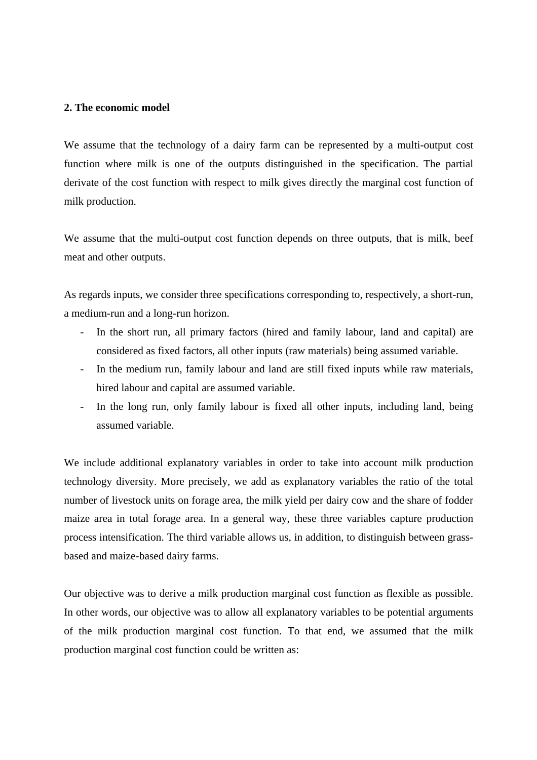## 2. The economic model

We assume that the technology of a dairy farm can be represented by a multi-output cost function where milk is one of the outputs distinguished in the specification. The partial derivate of the cost function with respect to milk gives directly the marginal cost function of milk production.

We assume that the multi-output cost function depends on three outputs, that is milk, beef meat and other outputs.

As regards inputs, we consider three specifications corresponding to, respectively, a short-run, a medium-run and a long-run horizon.

- In the short run, all primary factors (hired and family labour, land and capital) are considered as fixed factors, all other inputs (raw materials) being assumed variable.
- In the medium run, family labour and land are still fixed inputs while raw materials, hired labour and capital are assumed variable.
- In the long run, only family labour is fixed all other inputs, including land, being assumed variable.

We include additional explanatory variables in order to take into account milk production technology diversity. More precisely, we add as explanatory variables the ratio of the total number of livestock units on forage area, the milk yield per dairy cow and the share of fodder maize area in total forage area. In a general way, these three variables capture production process intensification. The third variable allows us, in addition, to distinguish between grass-based and maize-based dairy farms.

Our objective was to derive a milk production marginal cost function as flexible as possible. In other words, our objective was to allow all explanatory variables to be potential arguments of the milk production marginal cost function. To that end, we assumed that the milk production marginal cost function could be written as: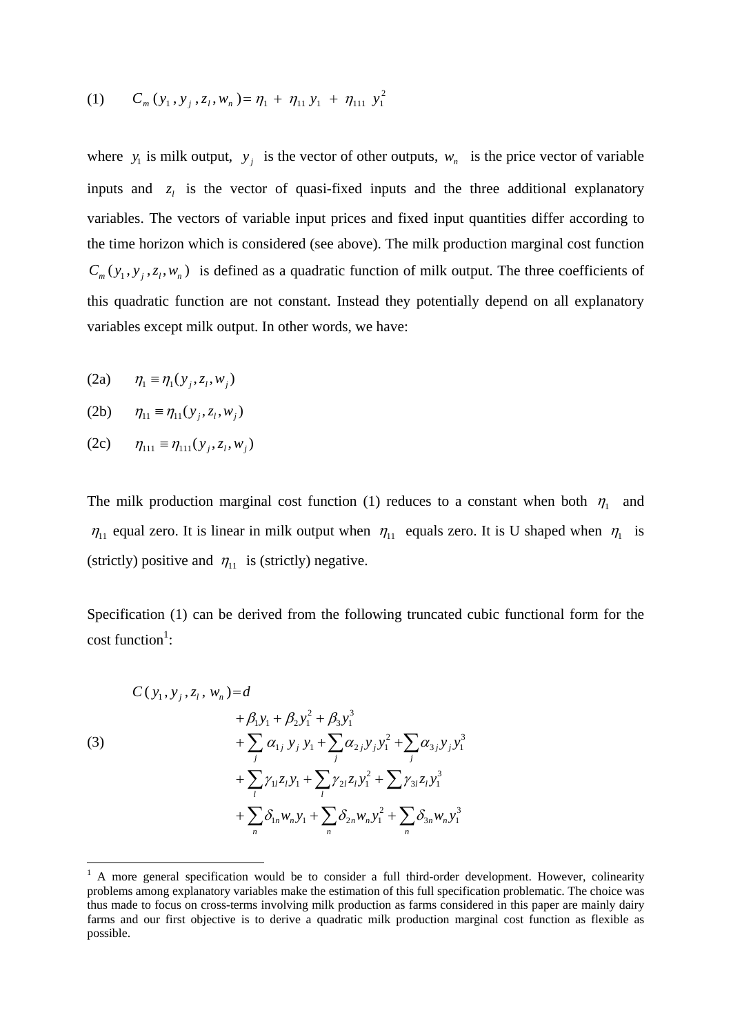(1) $\quad C_m(y_1, y_j, z_l, w_n) = \eta_1 + \eta_{11} y_1 + \eta_{111} y_1^2$

where $y_1$ is milk output, $y_j$ is the vector of other outputs, $w_n$ is the price vector of variable inputs and $z_l$ is the vector of quasi-fixed inputs and the three additional explanatory variables. The vectors of variable input prices and fixed input quantities differ according to the time horizon which is considered (see above). The milk production marginal cost function $C_m(y_1, y_j, z_l, w_n)$ is defined as a quadratic function of milk output. The three coefficients of this quadratic function are not constant. Instead they potentially depend on all explanatory variables except milk output. In other words, we have:

(2a) $\quad \eta_1 \equiv \eta_1(y_j, z_l, w_j)$

(2b) $\quad \eta_{11} \equiv \eta_{11}(y_j, z_l, w_j)$

(2c) $\quad \eta_{111} \equiv \eta_{111}(y_j, z_l, w_j)$

The milk production marginal cost function (1) reduces to a constant when both $\eta_1$ and $\eta_{11}$ equal zero. It is linear in milk output when $\eta_{11}$ equals zero. It is U shaped when $\eta_1$ is (strictly) positive and $\eta_{11}$ is (strictly) negative.

Specification (1) can be derived from the following truncated cubic functional form for the cost function[1]:

(3)
$$
\begin{aligned}
C(y_1, y_j, z_l, w_n) = d \\
&+ \beta_1 y_1 + \beta_2 y_1^2 + \beta_3 y_1^3 \\
&+ \sum_j \alpha_{1j} y_j y_1 + \sum_j \alpha_{2j} y_j y_1^2 + \sum_j \alpha_{3j} y_j y_1^3 \\
&+ \sum_l \gamma_{1l} z_l y_1 + \sum_l \gamma_{2l} z_l y_1^2 + \sum \gamma_{3l} z_l y_1^3 \\
&+ \sum_n \delta_{1n} w_n y_1 + \sum_n \delta_{2n} w_n y_1^2 + \sum_n \delta_{3n} w_n y_1^3
\end{aligned}
$$

[1] A more general specification would be to consider a full third-order development. However, colinearity problems among explanatory variables make the estimation of this full specification problematic. The choice was thus made to focus on cross-terms involving milk production as farms considered in this paper are mainly dairy farms and our first objective is to derive a quadratic milk production marginal cost function as flexible as possible.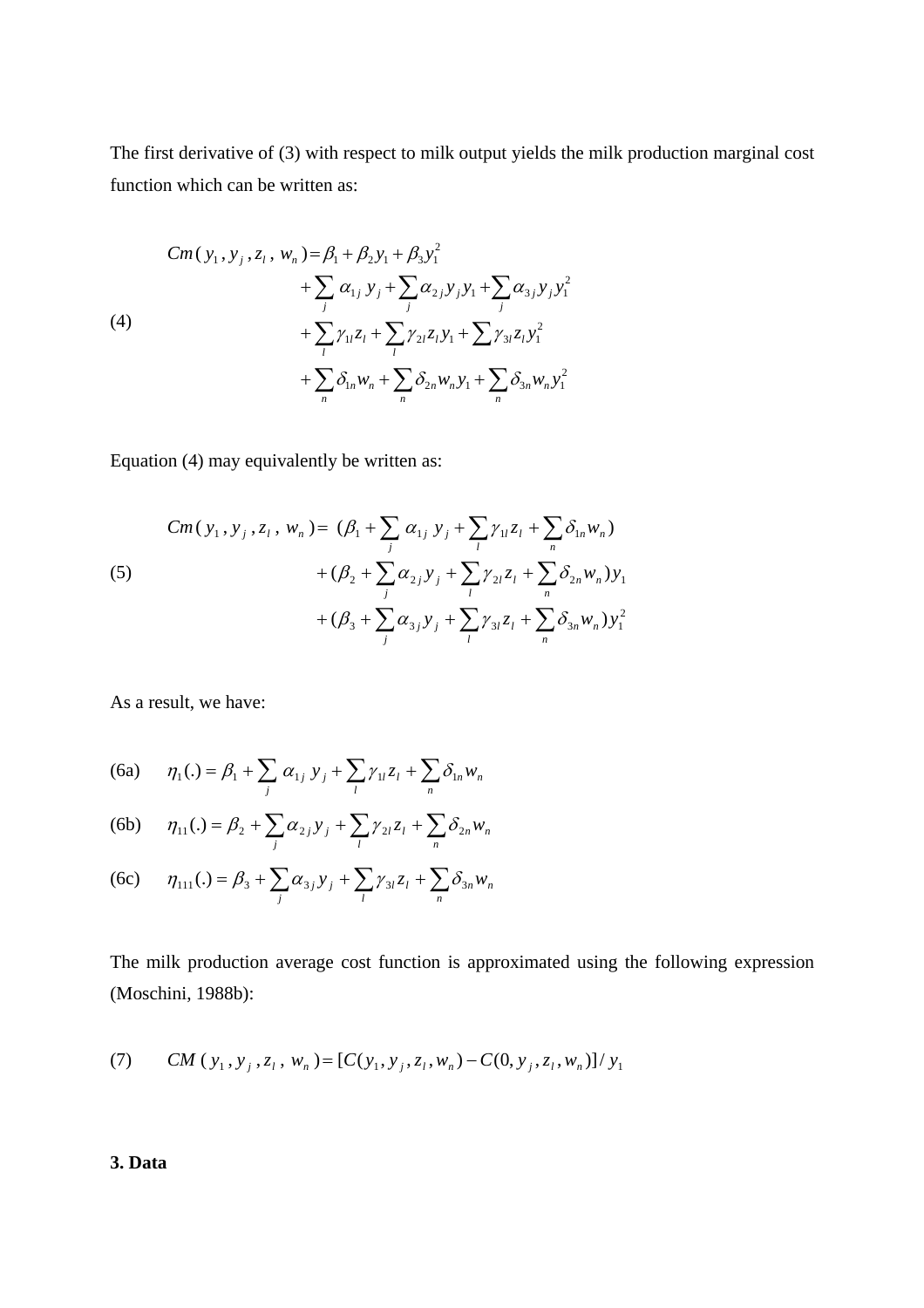The first derivative of (3) with respect to milk output yields the milk production marginal cost function which can be written as:

$$
\text{(4)} \quad
\begin{aligned}
Cm(y_1, y_j, z_l, w_n) = {} & \beta_1 + \beta_2 y_1 + \beta_3 y_1^2 \\
& + \sum_j \alpha_{1j} y_j + \sum_j \alpha_{2j} y_j y_1 + \sum_j \alpha_{3j} y_j y_1^2 \\
& + \sum_l \gamma_{1l} z_l + \sum_l \gamma_{2l} z_l y_1 + \sum \gamma_{3l} z_l y_1^2 \\
& + \sum_n \delta_{1n} w_n + \sum_n \delta_{2n} w_n y_1 + \sum_n \delta_{3n} w_n y_1^2
\end{aligned}
$$

Equation (4) may equivalently be written as:

$$
\text{(5)} \quad
\begin{aligned}
Cm(y_1, y_j, z_l, w_n) = {} & (\beta_1 + \sum_j \alpha_{1j} y_j + \sum_l \gamma_{1l} z_l + \sum_n \delta_{1n} w_n) \\
& + (\beta_2 + \sum_j \alpha_{2j} y_j + \sum_l \gamma_{2l} z_l + \sum_n \delta_{2n} w_n) y_1 \\
& + (\beta_3 + \sum_j \alpha_{3j} y_j + \sum_l \gamma_{3l} z_l + \sum_n \delta_{3n} w_n) y_1^2
\end{aligned}
$$

As a result, we have:

$$
\text{(6a)} \quad \eta_1(.) = \beta_1 + \sum_j \alpha_{1j} y_j + \sum_l \gamma_{1l} z_l + \sum_n \delta_{1n} w_n
$$

$$
\text{(6b)} \quad \eta_{11}(.) = \beta_2 + \sum_j \alpha_{2j} y_j + \sum_l \gamma_{2l} z_l + \sum_n \delta_{2n} w_n
$$

$$
\text{(6c)} \quad \eta_{111}(.) = \beta_3 + \sum_j \alpha_{3j} y_j + \sum_l \gamma_{3l} z_l + \sum_n \delta_{3n} w_n
$$

The milk production average cost function is approximated using the following expression (Moschini, 1988b):

$$
\text{(7)} \quad CM(y_1, y_j, z_l, w_n) = [C(y_1, y_j, z_l, w_n) - C(0, y_j, z_l, w_n)] / y_1
$$

## 3. Data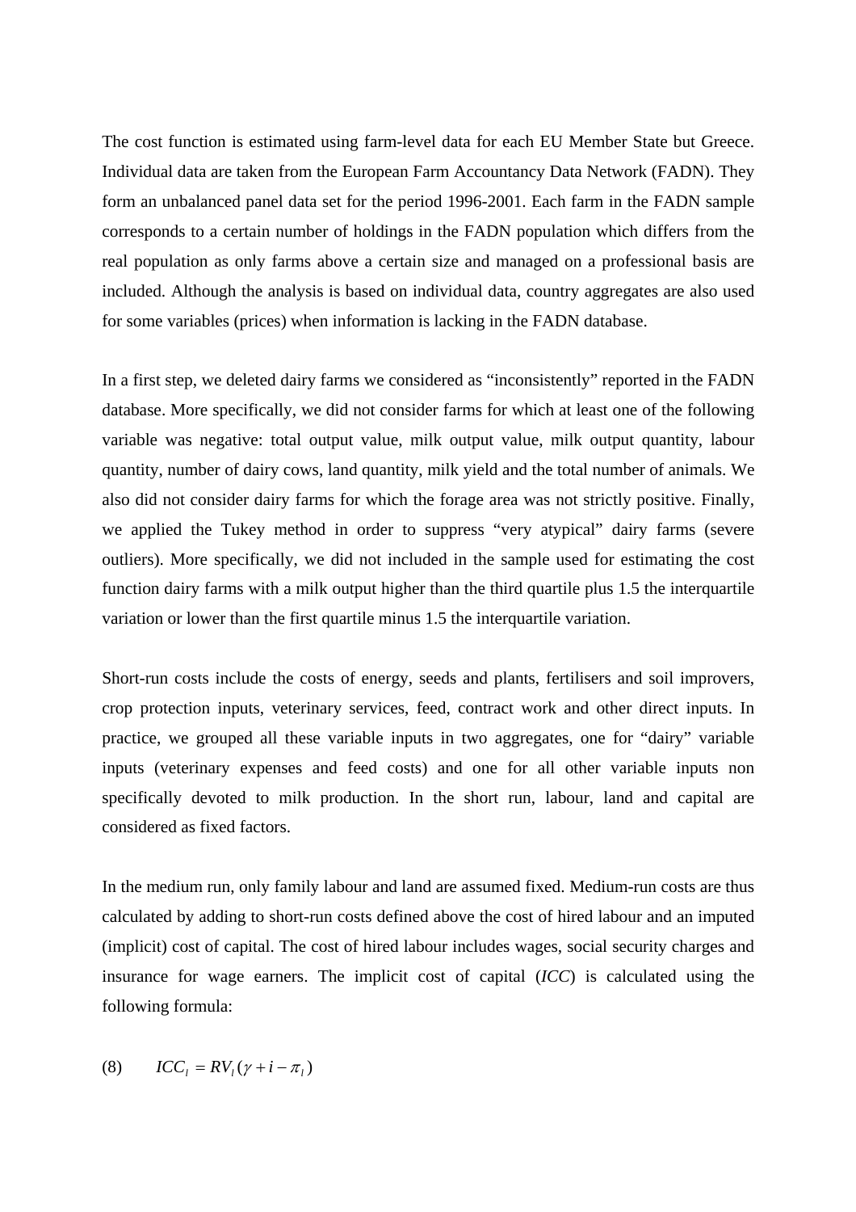The cost function is estimated using farm-level data for each EU Member State but Greece. Individual data are taken from the European Farm Accountancy Data Network (FADN). They form an unbalanced panel data set for the period 1996-2001. Each farm in the FADN sample corresponds to a certain number of holdings in the FADN population which differs from the real population as only farms above a certain size and managed on a professional basis are included. Although the analysis is based on individual data, country aggregates are also used for some variables (prices) when information is lacking in the FADN database.

In a first step, we deleted dairy farms we considered as "inconsistently" reported in the FADN database. More specifically, we did not consider farms for which at least one of the following variable was negative: total output value, milk output value, milk output quantity, labour quantity, number of dairy cows, land quantity, milk yield and the total number of animals. We also did not consider dairy farms for which the forage area was not strictly positive. Finally, we applied the Tukey method in order to suppress "very atypical" dairy farms (severe outliers). More specifically, we did not included in the sample used for estimating the cost function dairy farms with a milk output higher than the third quartile plus 1.5 the interquartile variation or lower than the first quartile minus 1.5 the interquartile variation.

Short-run costs include the costs of energy, seeds and plants, fertilisers and soil improvers, crop protection inputs, veterinary services, feed, contract work and other direct inputs. In practice, we grouped all these variable inputs in two aggregates, one for "dairy" variable inputs (veterinary expenses and feed costs) and one for all other variable inputs non specifically devoted to milk production. In the short run, labour, land and capital are considered as fixed factors.

In the medium run, only family labour and land are assumed fixed. Medium-run costs are thus calculated by adding to short-run costs defined above the cost of hired labour and an imputed (implicit) cost of capital. The cost of hired labour includes wages, social security charges and insurance for wage earners. The implicit cost of capital (*ICC*) is calculated using the following formula:

$$(8) \qquad ICC_l = RV_l(\gamma + i - \pi_l)$$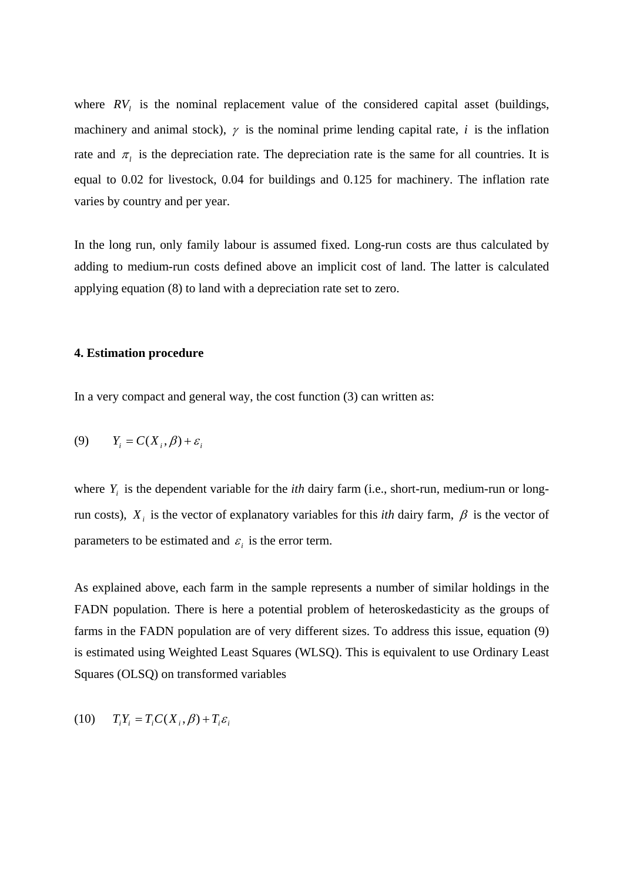where $RV_l$ is the nominal replacement value of the considered capital asset (buildings, machinery and animal stock), $\gamma$ is the nominal prime lending capital rate, $i$ is the inflation rate and $\pi_l$ is the depreciation rate. The depreciation rate is the same for all countries. It is equal to 0.02 for livestock, 0.04 for buildings and 0.125 for machinery. The inflation rate varies by country and per year.

In the long run, only family labour is assumed fixed. Long-run costs are thus calculated by adding to medium-run costs defined above an implicit cost of land. The latter is calculated applying equation (8) to land with a depreciation rate set to zero.

## 4. Estimation procedure

In a very compact and general way, the cost function (3) can written as:

$$(9) \qquad Y_i = C(X_i, \beta) + \varepsilon_i$$

where $Y_i$ is the dependent variable for the *ith* dairy farm (i.e., short-run, medium-run or long-run costs), $X_i$ is the vector of explanatory variables for this *ith* dairy farm, $\beta$ is the vector of parameters to be estimated and $\varepsilon_i$ is the error term.

As explained above, each farm in the sample represents a number of similar holdings in the FADN population. There is here a potential problem of heteroskedasticity as the groups of farms in the FADN population are of very different sizes. To address this issue, equation (9) is estimated using Weighted Least Squares (WLSQ). This is equivalent to use Ordinary Least Squares (OLSQ) on transformed variables

$$(10) \qquad T_i Y_i = T_i C(X_i, \beta) + T_i \varepsilon_i$$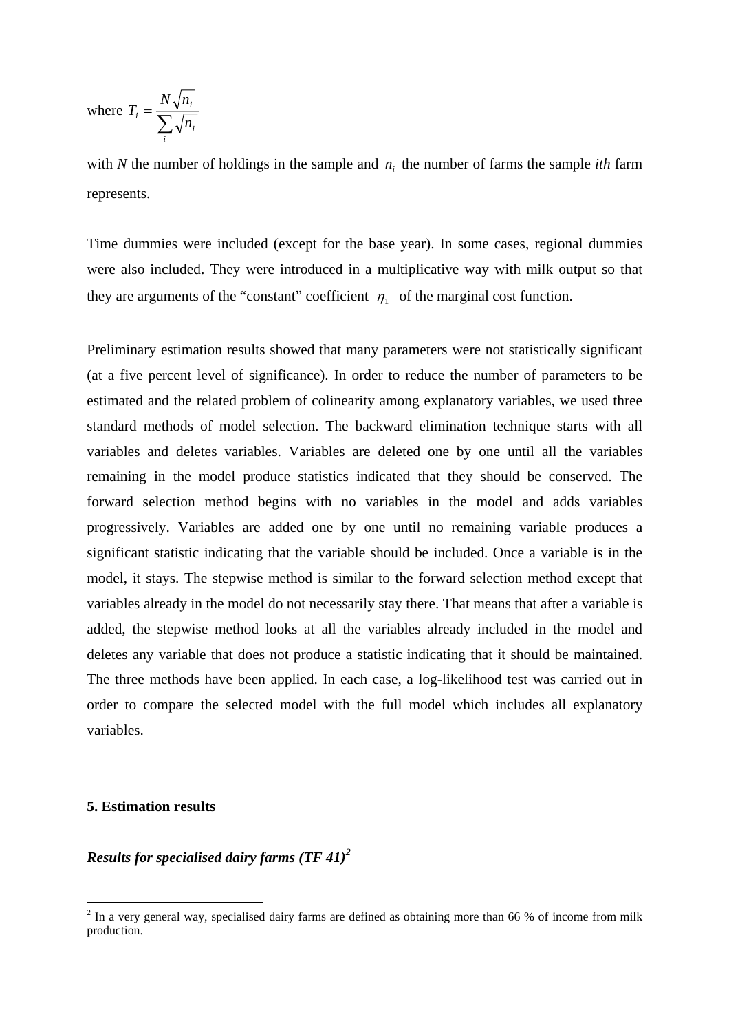where $T_i = \dfrac{N\sqrt{n_i}}{\sum_i \sqrt{n_i}}$

with *N* the number of holdings in the sample and $n_i$ the number of farms the sample *ith* farm represents.

Time dummies were included (except for the base year). In some cases, regional dummies were also included. They were introduced in a multiplicative way with milk output so that they are arguments of the "constant" coefficient $\eta_1$ of the marginal cost function.

Preliminary estimation results showed that many parameters were not statistically significant (at a five percent level of significance). In order to reduce the number of parameters to be estimated and the related problem of colinearity among explanatory variables, we used three standard methods of model selection. The backward elimination technique starts with all variables and deletes variables. Variables are deleted one by one until all the variables remaining in the model produce statistics indicated that they should be conserved. The forward selection method begins with no variables in the model and adds variables progressively. Variables are added one by one until no remaining variable produces a significant statistic indicating that the variable should be included. Once a variable is in the model, it stays. The stepwise method is similar to the forward selection method except that variables already in the model do not necessarily stay there. That means that after a variable is added, the stepwise method looks at all the variables already included in the model and deletes any variable that does not produce a statistic indicating that it should be maintained. The three methods have been applied. In each case, a log-likelihood test was carried out in order to compare the selected model with the full model which includes all explanatory variables.

## 5. Estimation results

### *Results for specialised dairy farms (TF 41)*[2]

[2] In a very general way, specialised dairy farms are defined as obtaining more than 66 % of income from milk production.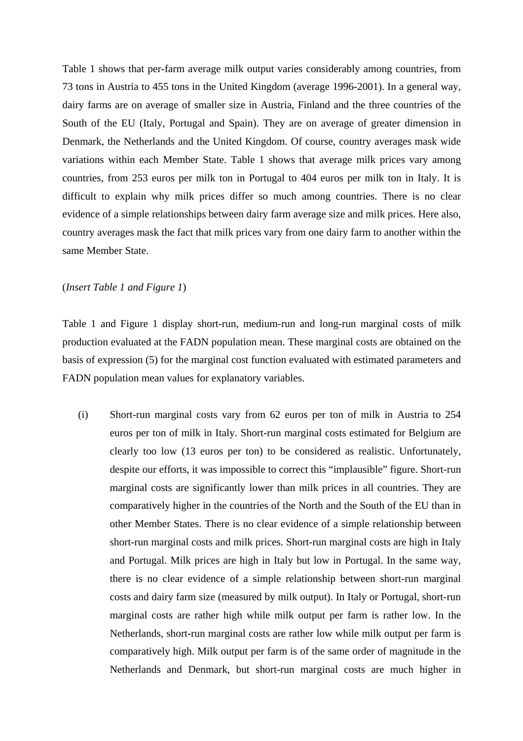Table 1 shows that per-farm average milk output varies considerably among countries, from 73 tons in Austria to 455 tons in the United Kingdom (average 1996-2001). In a general way, dairy farms are on average of smaller size in Austria, Finland and the three countries of the South of the EU (Italy, Portugal and Spain). They are on average of greater dimension in Denmark, the Netherlands and the United Kingdom. Of course, country averages mask wide variations within each Member State. Table 1 shows that average milk prices vary among countries, from 253 euros per milk ton in Portugal to 404 euros per milk ton in Italy. It is difficult to explain why milk prices differ so much among countries. There is no clear evidence of a simple relationships between dairy farm average size and milk prices. Here also, country averages mask the fact that milk prices vary from one dairy farm to another within the same Member State.

(*Insert Table 1 and Figure 1*)

Table 1 and Figure 1 display short-run, medium-run and long-run marginal costs of milk production evaluated at the FADN population mean. These marginal costs are obtained on the basis of expression (5) for the marginal cost function evaluated with estimated parameters and FADN population mean values for explanatory variables.

(i) Short-run marginal costs vary from 62 euros per ton of milk in Austria to 254 euros per ton of milk in Italy. Short-run marginal costs estimated for Belgium are clearly too low (13 euros per ton) to be considered as realistic. Unfortunately, despite our efforts, it was impossible to correct this "implausible" figure. Short-run marginal costs are significantly lower than milk prices in all countries. They are comparatively higher in the countries of the North and the South of the EU than in other Member States. There is no clear evidence of a simple relationship between short-run marginal costs and milk prices. Short-run marginal costs are high in Italy and Portugal. Milk prices are high in Italy but low in Portugal. In the same way, there is no clear evidence of a simple relationship between short-run marginal costs and dairy farm size (measured by milk output). In Italy or Portugal, short-run marginal costs are rather high while milk output per farm is rather low. In the Netherlands, short-run marginal costs are rather low while milk output per farm is comparatively high. Milk output per farm is of the same order of magnitude in the Netherlands and Denmark, but short-run marginal costs are much higher in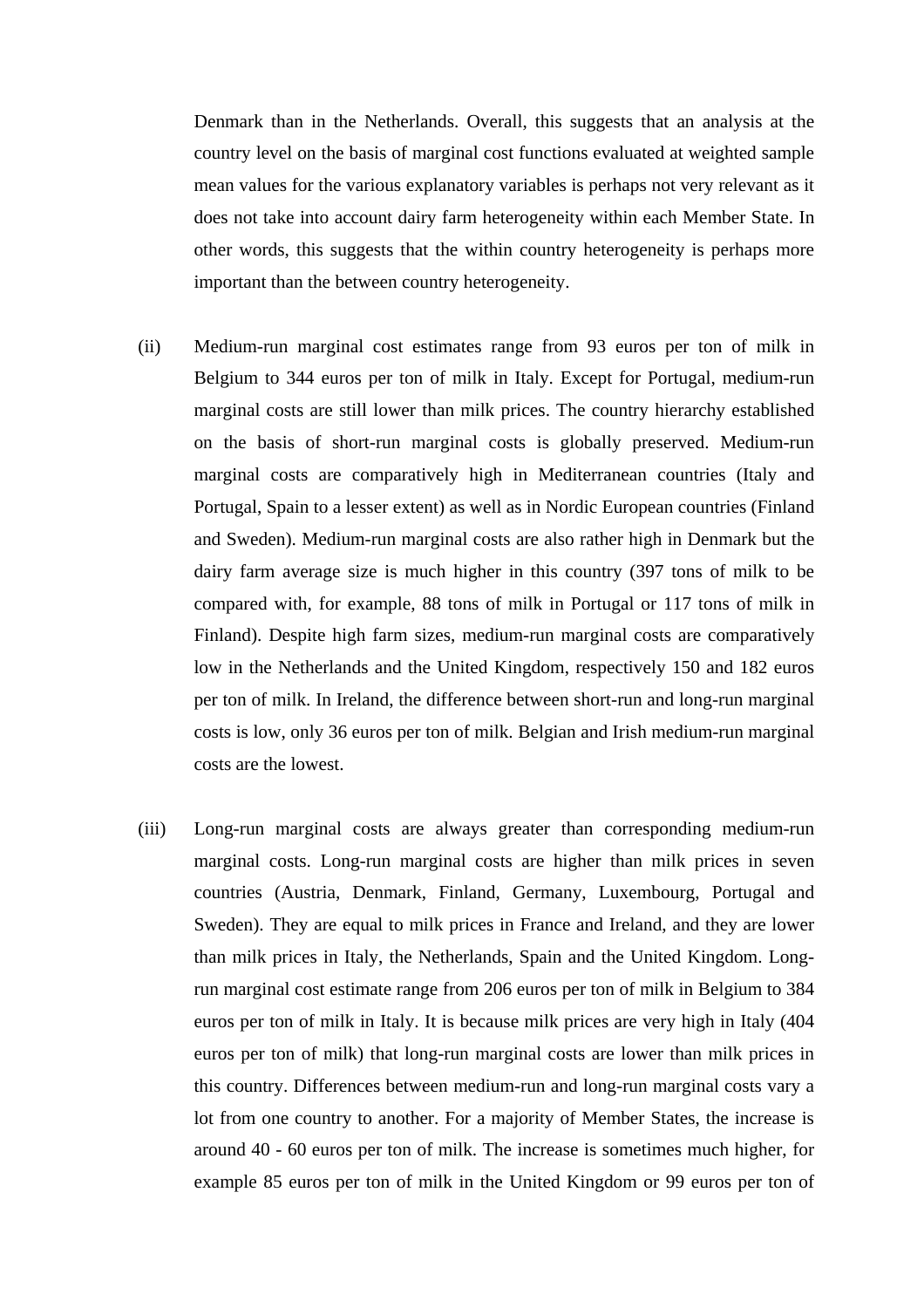Denmark than in the Netherlands. Overall, this suggests that an analysis at the country level on the basis of marginal cost functions evaluated at weighted sample mean values for the various explanatory variables is perhaps not very relevant as it does not take into account dairy farm heterogeneity within each Member State. In other words, this suggests that the within country heterogeneity is perhaps more important than the between country heterogeneity.

(ii) Medium-run marginal cost estimates range from 93 euros per ton of milk in Belgium to 344 euros per ton of milk in Italy. Except for Portugal, medium-run marginal costs are still lower than milk prices. The country hierarchy established on the basis of short-run marginal costs is globally preserved. Medium-run marginal costs are comparatively high in Mediterranean countries (Italy and Portugal, Spain to a lesser extent) as well as in Nordic European countries (Finland and Sweden). Medium-run marginal costs are also rather high in Denmark but the dairy farm average size is much higher in this country (397 tons of milk to be compared with, for example, 88 tons of milk in Portugal or 117 tons of milk in Finland). Despite high farm sizes, medium-run marginal costs are comparatively low in the Netherlands and the United Kingdom, respectively 150 and 182 euros per ton of milk. In Ireland, the difference between short-run and long-run marginal costs is low, only 36 euros per ton of milk. Belgian and Irish medium-run marginal costs are the lowest.

(iii) Long-run marginal costs are always greater than corresponding medium-run marginal costs. Long-run marginal costs are higher than milk prices in seven countries (Austria, Denmark, Finland, Germany, Luxembourg, Portugal and Sweden). They are equal to milk prices in France and Ireland, and they are lower than milk prices in Italy, the Netherlands, Spain and the United Kingdom. Long-run marginal cost estimate range from 206 euros per ton of milk in Belgium to 384 euros per ton of milk in Italy. It is because milk prices are very high in Italy (404 euros per ton of milk) that long-run marginal costs are lower than milk prices in this country. Differences between medium-run and long-run marginal costs vary a lot from one country to another. For a majority of Member States, the increase is around 40 - 60 euros per ton of milk. The increase is sometimes much higher, for example 85 euros per ton of milk in the United Kingdom or 99 euros per ton of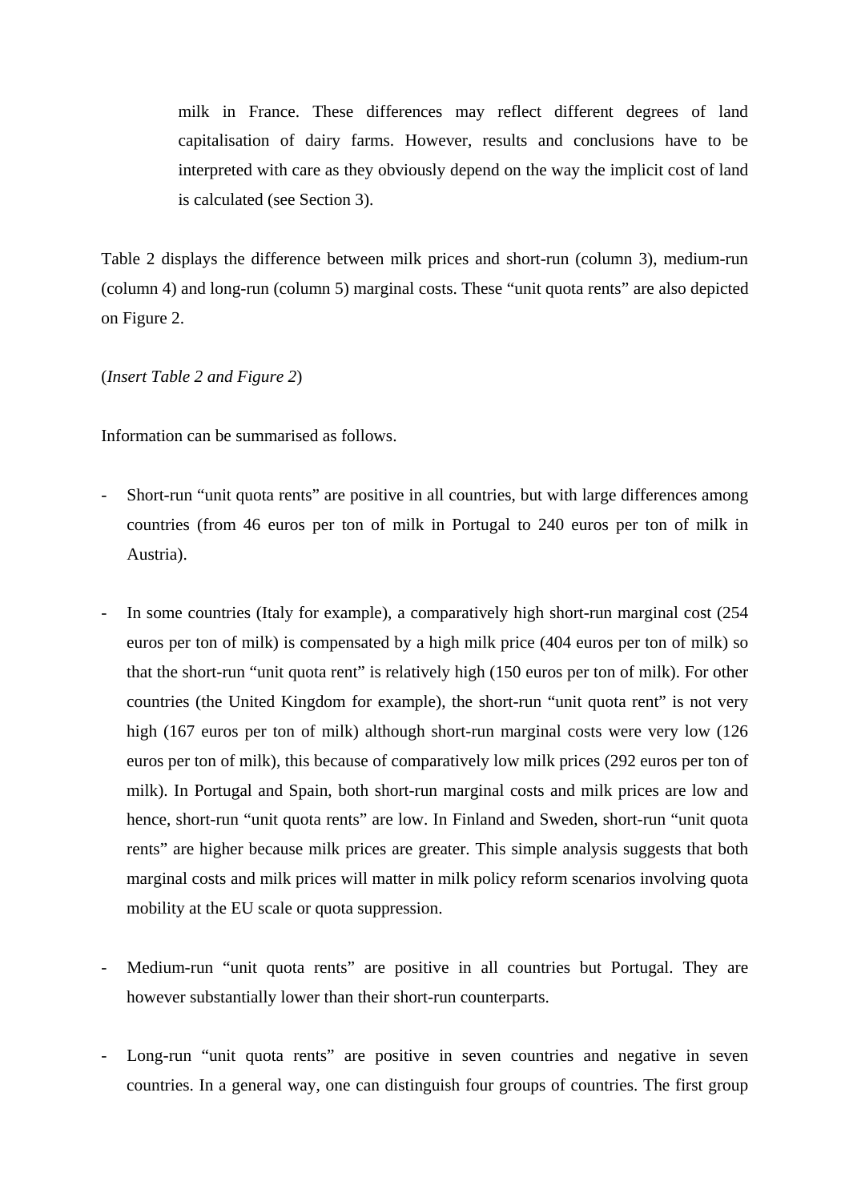milk in France. These differences may reflect different degrees of land capitalisation of dairy farms. However, results and conclusions have to be interpreted with care as they obviously depend on the way the implicit cost of land is calculated (see Section 3).

Table 2 displays the difference between milk prices and short-run (column 3), medium-run (column 4) and long-run (column 5) marginal costs. These "unit quota rents" are also depicted on Figure 2.

(*Insert Table 2 and Figure 2*)

Information can be summarised as follows.

- Short-run "unit quota rents" are positive in all countries, but with large differences among countries (from 46 euros per ton of milk in Portugal to 240 euros per ton of milk in Austria).

- In some countries (Italy for example), a comparatively high short-run marginal cost (254 euros per ton of milk) is compensated by a high milk price (404 euros per ton of milk) so that the short-run "unit quota rent" is relatively high (150 euros per ton of milk). For other countries (the United Kingdom for example), the short-run "unit quota rent" is not very high (167 euros per ton of milk) although short-run marginal costs were very low (126 euros per ton of milk), this because of comparatively low milk prices (292 euros per ton of milk). In Portugal and Spain, both short-run marginal costs and milk prices are low and hence, short-run "unit quota rents" are low. In Finland and Sweden, short-run "unit quota rents" are higher because milk prices are greater. This simple analysis suggests that both marginal costs and milk prices will matter in milk policy reform scenarios involving quota mobility at the EU scale or quota suppression.

- Medium-run "unit quota rents" are positive in all countries but Portugal. They are however substantially lower than their short-run counterparts.

- Long-run "unit quota rents" are positive in seven countries and negative in seven countries. In a general way, one can distinguish four groups of countries. The first group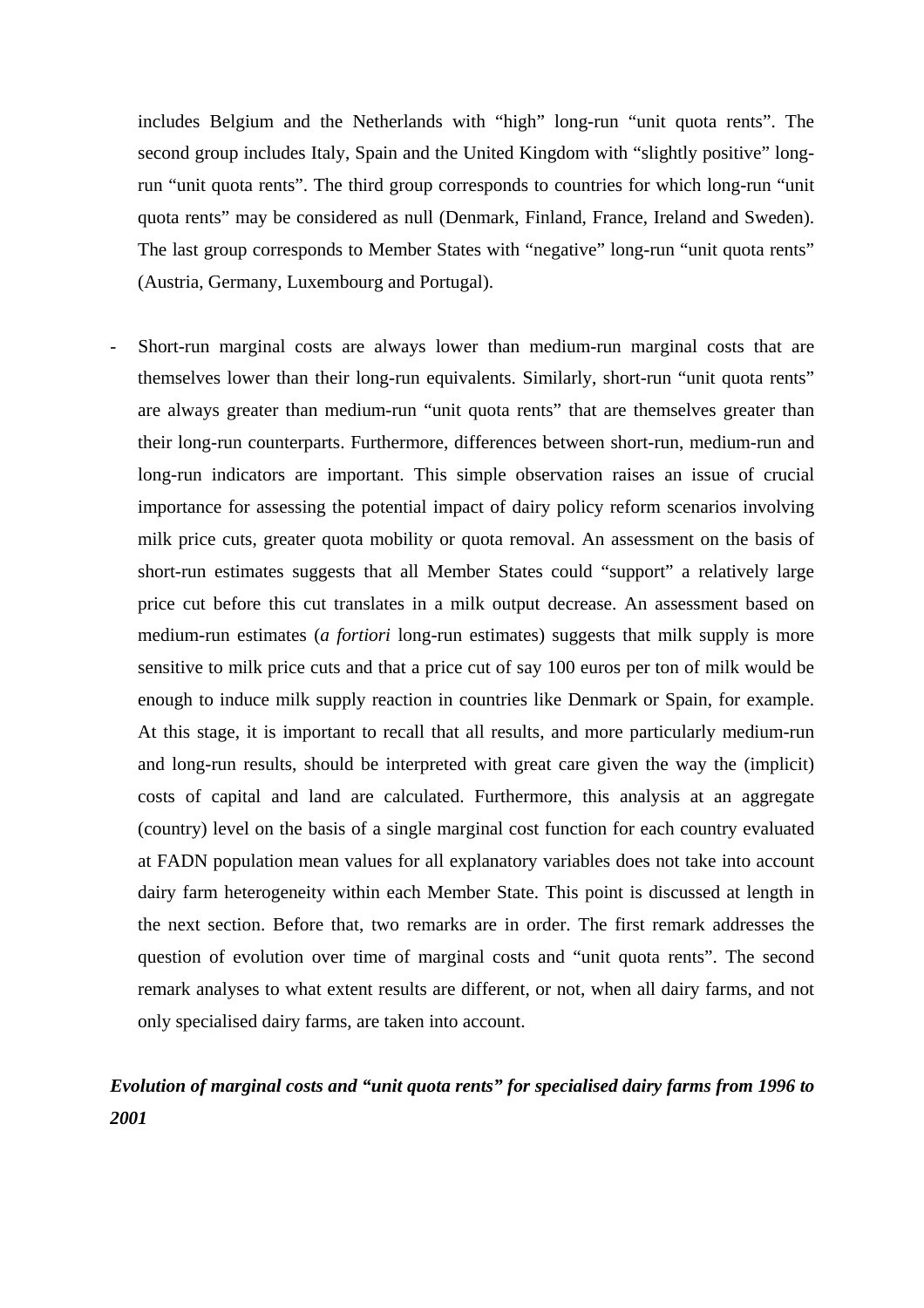includes Belgium and the Netherlands with "high" long-run "unit quota rents". The second group includes Italy, Spain and the United Kingdom with "slightly positive" long-run "unit quota rents". The third group corresponds to countries for which long-run "unit quota rents" may be considered as null (Denmark, Finland, France, Ireland and Sweden). The last group corresponds to Member States with "negative" long-run "unit quota rents" (Austria, Germany, Luxembourg and Portugal).

- Short-run marginal costs are always lower than medium-run marginal costs that are themselves lower than their long-run equivalents. Similarly, short-run "unit quota rents" are always greater than medium-run "unit quota rents" that are themselves greater than their long-run counterparts. Furthermore, differences between short-run, medium-run and long-run indicators are important. This simple observation raises an issue of crucial importance for assessing the potential impact of dairy policy reform scenarios involving milk price cuts, greater quota mobility or quota removal. An assessment on the basis of short-run estimates suggests that all Member States could "support" a relatively large price cut before this cut translates in a milk output decrease. An assessment based on medium-run estimates (*a fortiori* long-run estimates) suggests that milk supply is more sensitive to milk price cuts and that a price cut of say 100 euros per ton of milk would be enough to induce milk supply reaction in countries like Denmark or Spain, for example. At this stage, it is important to recall that all results, and more particularly medium-run and long-run results, should be interpreted with great care given the way the (implicit) costs of capital and land are calculated. Furthermore, this analysis at an aggregate (country) level on the basis of a single marginal cost function for each country evaluated at FADN population mean values for all explanatory variables does not take into account dairy farm heterogeneity within each Member State. This point is discussed at length in the next section. Before that, two remarks are in order. The first remark addresses the question of evolution over time of marginal costs and "unit quota rents". The second remark analyses to what extent results are different, or not, when all dairy farms, and not only specialised dairy farms, are taken into account.

***Evolution of marginal costs and "unit quota rents" for specialised dairy farms from 1996 to 2001***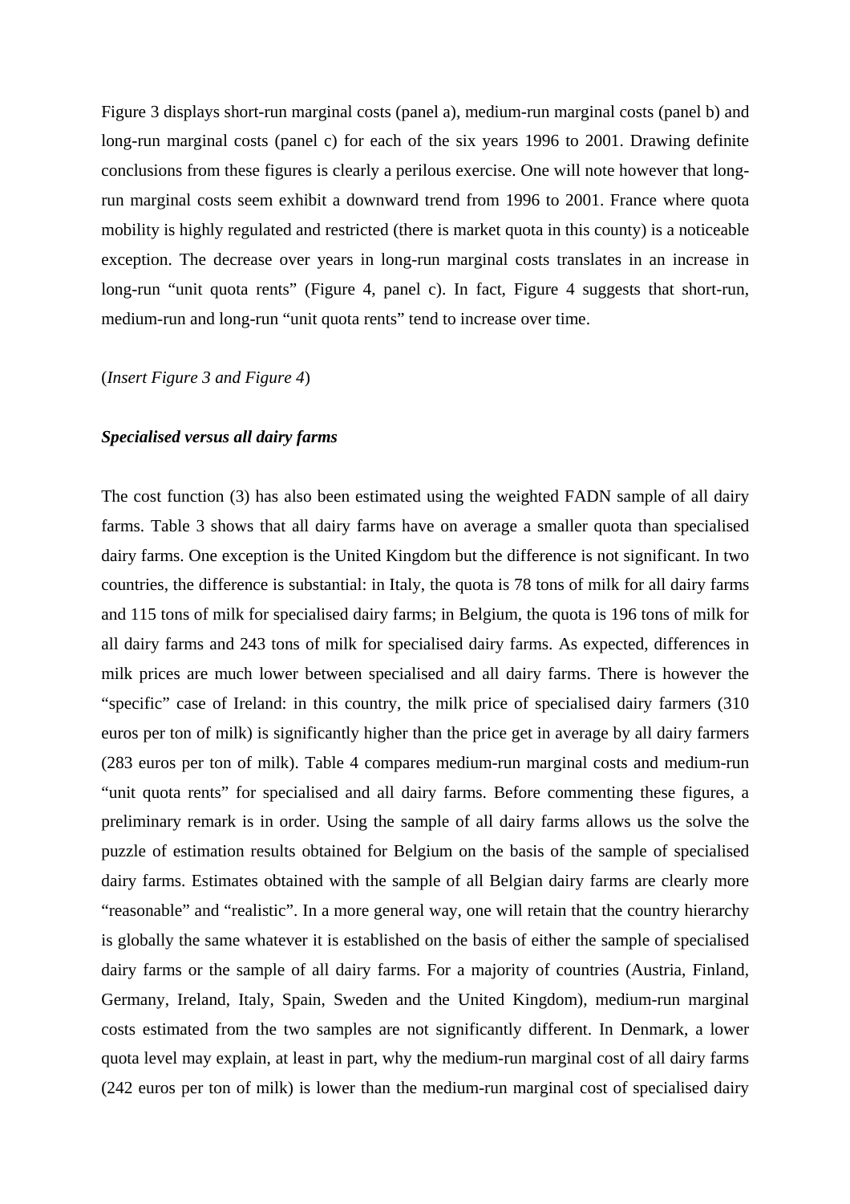Figure 3 displays short-run marginal costs (panel a), medium-run marginal costs (panel b) and long-run marginal costs (panel c) for each of the six years 1996 to 2001. Drawing definite conclusions from these figures is clearly a perilous exercise. One will note however that long-run marginal costs seem exhibit a downward trend from 1996 to 2001. France where quota mobility is highly regulated and restricted (there is market quota in this county) is a noticeable exception. The decrease over years in long-run marginal costs translates in an increase in long-run "unit quota rents" (Figure 4, panel c). In fact, Figure 4 suggests that short-run, medium-run and long-run "unit quota rents" tend to increase over time.

(*Insert Figure 3 and Figure 4*)

***Specialised versus all dairy farms***

The cost function (3) has also been estimated using the weighted FADN sample of all dairy farms. Table 3 shows that all dairy farms have on average a smaller quota than specialised dairy farms. One exception is the United Kingdom but the difference is not significant. In two countries, the difference is substantial: in Italy, the quota is 78 tons of milk for all dairy farms and 115 tons of milk for specialised dairy farms; in Belgium, the quota is 196 tons of milk for all dairy farms and 243 tons of milk for specialised dairy farms. As expected, differences in milk prices are much lower between specialised and all dairy farms. There is however the "specific" case of Ireland: in this country, the milk price of specialised dairy farmers (310 euros per ton of milk) is significantly higher than the price get in average by all dairy farmers (283 euros per ton of milk). Table 4 compares medium-run marginal costs and medium-run "unit quota rents" for specialised and all dairy farms. Before commenting these figures, a preliminary remark is in order. Using the sample of all dairy farms allows us the solve the puzzle of estimation results obtained for Belgium on the basis of the sample of specialised dairy farms. Estimates obtained with the sample of all Belgian dairy farms are clearly more "reasonable" and "realistic". In a more general way, one will retain that the country hierarchy is globally the same whatever it is established on the basis of either the sample of specialised dairy farms or the sample of all dairy farms. For a majority of countries (Austria, Finland, Germany, Ireland, Italy, Spain, Sweden and the United Kingdom), medium-run marginal costs estimated from the two samples are not significantly different. In Denmark, a lower quota level may explain, at least in part, why the medium-run marginal cost of all dairy farms (242 euros per ton of milk) is lower than the medium-run marginal cost of specialised dairy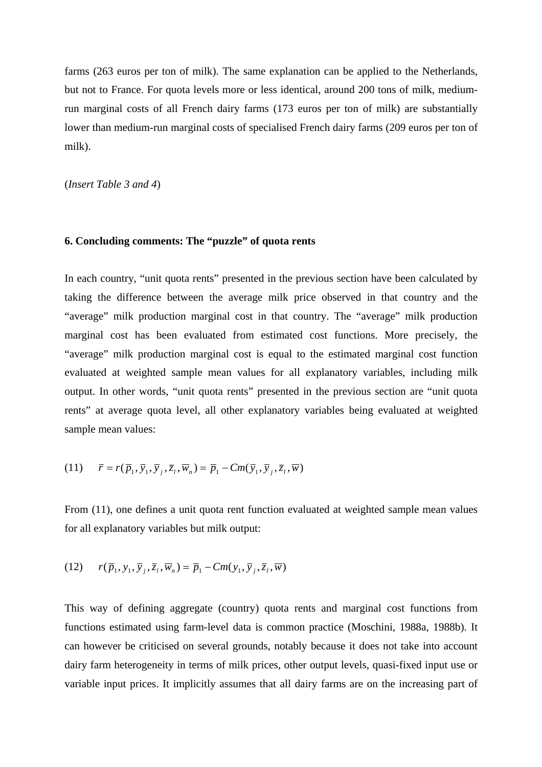farms (263 euros per ton of milk). The same explanation can be applied to the Netherlands, but not to France. For quota levels more or less identical, around 200 tons of milk, medium-run marginal costs of all French dairy farms (173 euros per ton of milk) are substantially lower than medium-run marginal costs of specialised French dairy farms (209 euros per ton of milk).

(*Insert Table 3 and 4*)

## 6. Concluding comments: The "puzzle" of quota rents

In each country, "unit quota rents" presented in the previous section have been calculated by taking the difference between the average milk price observed in that country and the "average" milk production marginal cost in that country. The "average" milk production marginal cost has been evaluated from estimated cost functions. More precisely, the "average" milk production marginal cost is equal to the estimated marginal cost function evaluated at weighted sample mean values for all explanatory variables, including milk output. In other words, "unit quota rents" presented in the previous section are "unit quota rents" at average quota level, all other explanatory variables being evaluated at weighted sample mean values:

(11) $$\bar{r} = r(\bar{p}_1, \bar{y}_1, \bar{y}_j, \bar{z}_l, \bar{w}_n) = \bar{p}_1 - Cm(\bar{y}_1, \bar{y}_j, \bar{z}_l, \bar{w})$$

From (11), one defines a unit quota rent function evaluated at weighted sample mean values for all explanatory variables but milk output:

(12) $$r(\bar{p}_1, y_1, \bar{y}_j, \bar{z}_l, \bar{w}_n) = \bar{p}_1 - Cm(y_1, \bar{y}_j, \bar{z}_l, \bar{w})$$

This way of defining aggregate (country) quota rents and marginal cost functions from functions estimated using farm-level data is common practice (Moschini, 1988a, 1988b). It can however be criticised on several grounds, notably because it does not take into account dairy farm heterogeneity in terms of milk prices, other output levels, quasi-fixed input use or variable input prices. It implicitly assumes that all dairy farms are on the increasing part of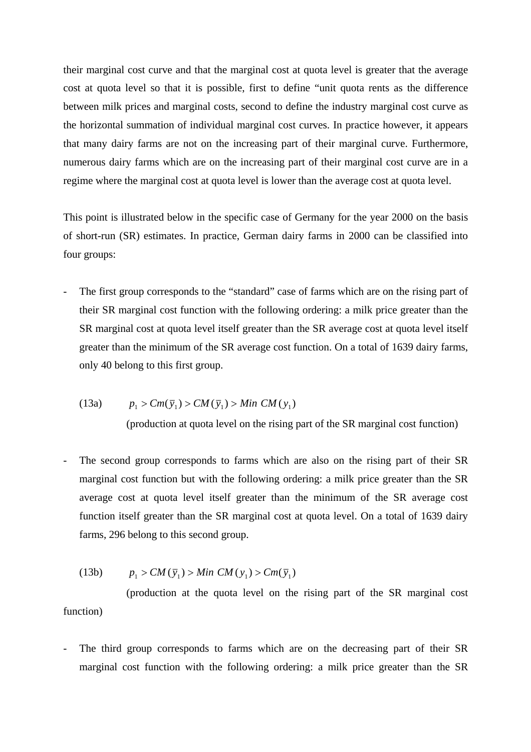their marginal cost curve and that the marginal cost at quota level is greater that the average cost at quota level so that it is possible, first to define "unit quota rents as the difference between milk prices and marginal costs, second to define the industry marginal cost curve as the horizontal summation of individual marginal cost curves. In practice however, it appears that many dairy farms are not on the increasing part of their marginal curve. Furthermore, numerous dairy farms which are on the increasing part of their marginal cost curve are in a regime where the marginal cost at quota level is lower than the average cost at quota level.

This point is illustrated below in the specific case of Germany for the year 2000 on the basis of short-run (SR) estimates. In practice, German dairy farms in 2000 can be classified into four groups:

- The first group corresponds to the "standard" case of farms which are on the rising part of their SR marginal cost function with the following ordering: a milk price greater than the SR marginal cost at quota level itself greater than the SR average cost at quota level itself greater than the minimum of the SR average cost function. On a total of 1639 dairy farms, only 40 belong to this first group.

(13a) $$p_1 > Cm(\bar{y}_1) > CM(\bar{y}_1) > Min\ CM(y_1)$$

(production at quota level on the rising part of the SR marginal cost function)

- The second group corresponds to farms which are also on the rising part of their SR marginal cost function but with the following ordering: a milk price greater than the SR average cost at quota level itself greater than the minimum of the SR average cost function itself greater than the SR marginal cost at quota level. On a total of 1639 dairy farms, 296 belong to this second group.

(13b) $$p_1 > CM(\bar{y}_1) > Min\ CM(y_1) > Cm(\bar{y}_1)$$

(production at the quota level on the rising part of the SR marginal cost function)

- The third group corresponds to farms which are on the decreasing part of their SR marginal cost function with the following ordering: a milk price greater than the SR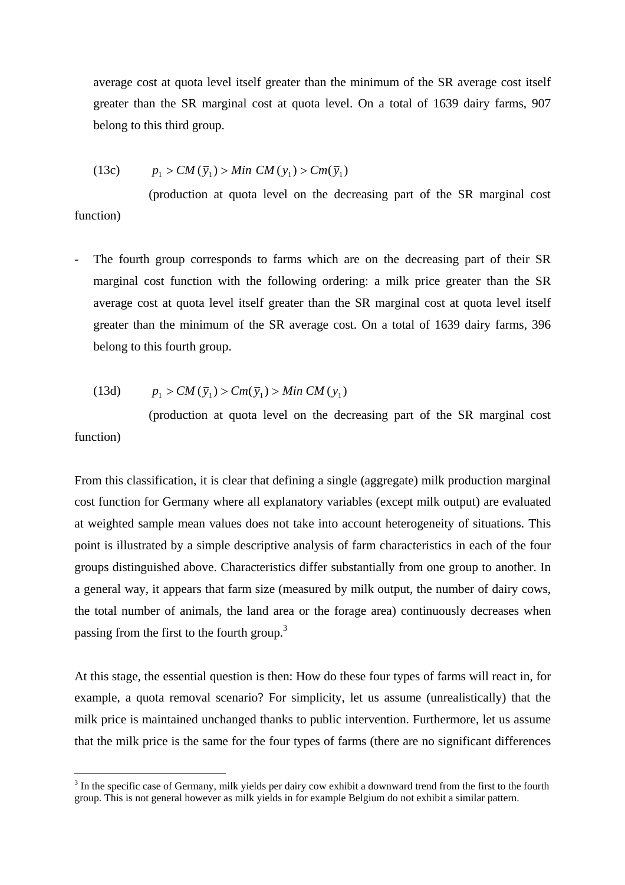average cost at quota level itself greater than the minimum of the SR average cost itself greater than the SR marginal cost at quota level. On a total of 1639 dairy farms, 907 belong to this third group.

(13c) $\quad p_1 > CM(\bar{y}_1) > Min\ CM(y_1) > Cm(\bar{y}_1)$

(production at quota level on the decreasing part of the SR marginal cost function)

- The fourth group corresponds to farms which are on the decreasing part of their SR marginal cost function with the following ordering: a milk price greater than the SR average cost at quota level itself greater than the SR marginal cost at quota level itself greater than the minimum of the SR average cost. On a total of 1639 dairy farms, 396 belong to this fourth group.

(13d) $\quad p_1 > CM(\bar{y}_1) > Cm(\bar{y}_1) > Min\ CM(y_1)$

(production at quota level on the decreasing part of the SR marginal cost function)

From this classification, it is clear that defining a single (aggregate) milk production marginal cost function for Germany where all explanatory variables (except milk output) are evaluated at weighted sample mean values does not take into account heterogeneity of situations. This point is illustrated by a simple descriptive analysis of farm characteristics in each of the four groups distinguished above. Characteristics differ substantially from one group to another. In a general way, it appears that farm size (measured by milk output, the number of dairy cows, the total number of animals, the land area or the forage area) continuously decreases when passing from the first to the fourth group.[3]

At this stage, the essential question is then: How do these four types of farms will react in, for example, a quota removal scenario? For simplicity, let us assume (unrealistically) that the milk price is maintained unchanged thanks to public intervention. Furthermore, let us assume that the milk price is the same for the four types of farms (there are no significant differences

[3] In the specific case of Germany, milk yields per dairy cow exhibit a downward trend from the first to the fourth group. This is not general however as milk yields in for example Belgium do not exhibit a similar pattern.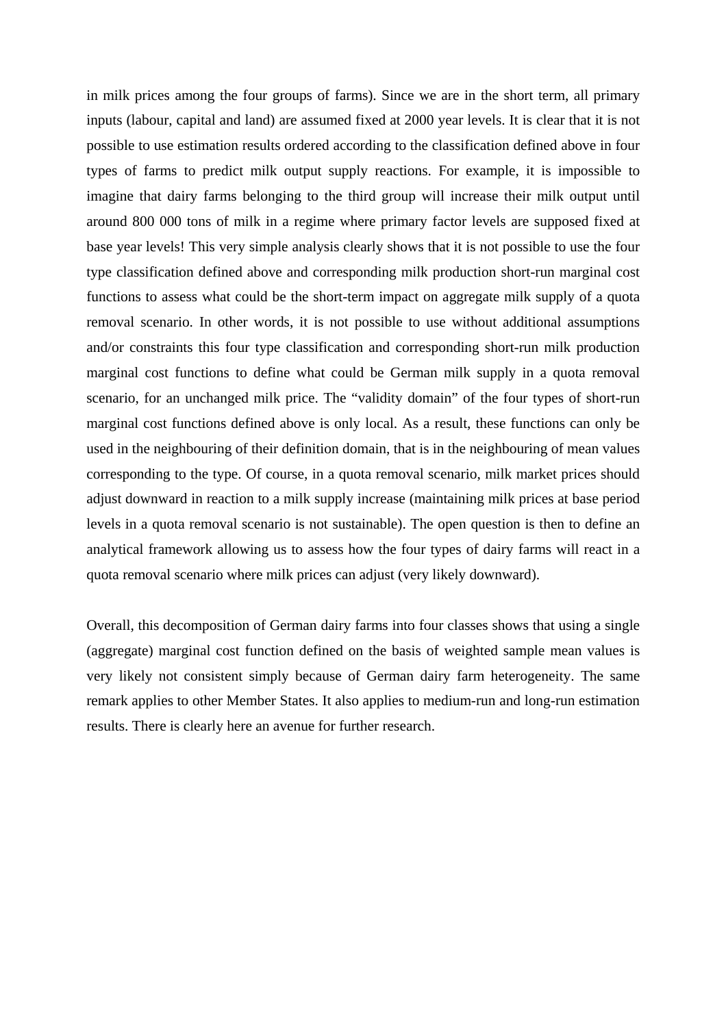in milk prices among the four groups of farms). Since we are in the short term, all primary inputs (labour, capital and land) are assumed fixed at 2000 year levels. It is clear that it is not possible to use estimation results ordered according to the classification defined above in four types of farms to predict milk output supply reactions. For example, it is impossible to imagine that dairy farms belonging to the third group will increase their milk output until around 800 000 tons of milk in a regime where primary factor levels are supposed fixed at base year levels! This very simple analysis clearly shows that it is not possible to use the four type classification defined above and corresponding milk production short-run marginal cost functions to assess what could be the short-term impact on aggregate milk supply of a quota removal scenario. In other words, it is not possible to use without additional assumptions and/or constraints this four type classification and corresponding short-run milk production marginal cost functions to define what could be German milk supply in a quota removal scenario, for an unchanged milk price. The "validity domain" of the four types of short-run marginal cost functions defined above is only local. As a result, these functions can only be used in the neighbouring of their definition domain, that is in the neighbouring of mean values corresponding to the type. Of course, in a quota removal scenario, milk market prices should adjust downward in reaction to a milk supply increase (maintaining milk prices at base period levels in a quota removal scenario is not sustainable). The open question is then to define an analytical framework allowing us to assess how the four types of dairy farms will react in a quota removal scenario where milk prices can adjust (very likely downward).

Overall, this decomposition of German dairy farms into four classes shows that using a single (aggregate) marginal cost function defined on the basis of weighted sample mean values is very likely not consistent simply because of German dairy farm heterogeneity. The same remark applies to other Member States. It also applies to medium-run and long-run estimation results. There is clearly here an avenue for further research.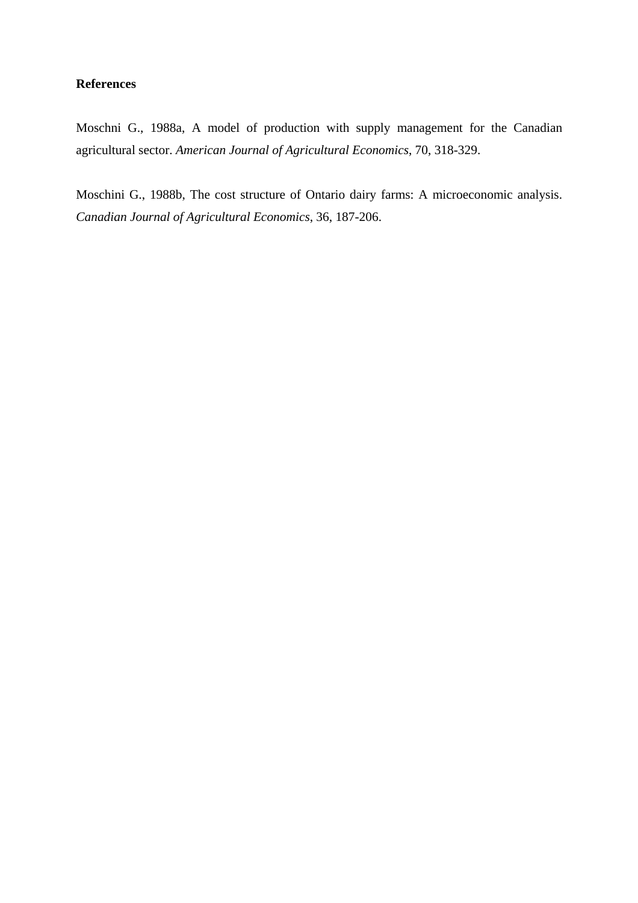**References**

Moschni G., 1988a, A model of production with supply management for the Canadian agricultural sector. *American Journal of Agricultural Economics*, 70, 318-329.

Moschini G., 1988b, The cost structure of Ontario dairy farms: A microeconomic analysis. *Canadian Journal of Agricultural Economics*, 36, 187-206.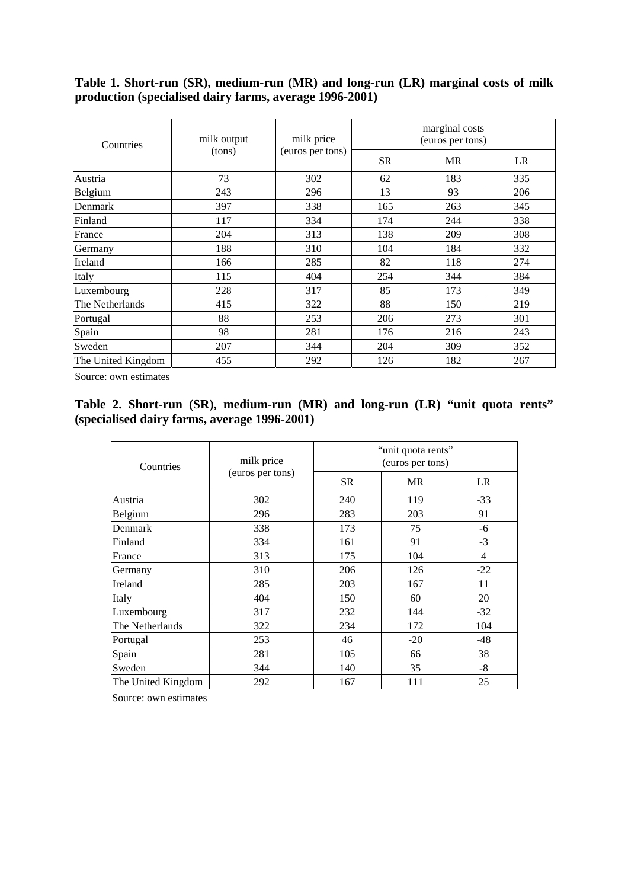**Table 1. Short-run (SR), medium-run (MR) and long-run (LR) marginal costs of milk production (specialised dairy farms, average 1996-2001)**

| Countries | milk output (tons) | milk price (euros per tons) | marginal costs (euros per tons) | | |
|---|---|---|---|---|---|
| | | | SR | MR | LR |
| Austria | 73 | 302 | 62 | 183 | 335 |
| Belgium | 243 | 296 | 13 | 93 | 206 |
| Denmark | 397 | 338 | 165 | 263 | 345 |
| Finland | 117 | 334 | 174 | 244 | 338 |
| France | 204 | 313 | 138 | 209 | 308 |
| Germany | 188 | 310 | 104 | 184 | 332 |
| Ireland | 166 | 285 | 82 | 118 | 274 |
| Italy | 115 | 404 | 254 | 344 | 384 |
| Luxembourg | 228 | 317 | 85 | 173 | 349 |
| The Netherlands | 415 | 322 | 88 | 150 | 219 |
| Portugal | 88 | 253 | 206 | 273 | 301 |
| Spain | 98 | 281 | 176 | 216 | 243 |
| Sweden | 207 | 344 | 204 | 309 | 352 |
| The United Kingdom | 455 | 292 | 126 | 182 | 267 |

Source: own estimates

**Table 2. Short-run (SR), medium-run (MR) and long-run (LR) "unit quota rents" (specialised dairy farms, average 1996-2001)**

| Countries | milk price (euros per tons) | "unit quota rents" (euros per tons) | | |
|---|---|---|---|---|
| | | SR | MR | LR |
| Austria | 302 | 240 | 119 | -33 |
| Belgium | 296 | 283 | 203 | 91 |
| Denmark | 338 | 173 | 75 | -6 |
| Finland | 334 | 161 | 91 | -3 |
| France | 313 | 175 | 104 | 4 |
| Germany | 310 | 206 | 126 | -22 |
| Ireland | 285 | 203 | 167 | 11 |
| Italy | 404 | 150 | 60 | 20 |
| Luxembourg | 317 | 232 | 144 | -32 |
| The Netherlands | 322 | 234 | 172 | 104 |
| Portugal | 253 | 46 | -20 | -48 |
| Spain | 281 | 105 | 66 | 38 |
| Sweden | 344 | 140 | 35 | -8 |
| The United Kingdom | 292 | 167 | 111 | 25 |

Source: own estimates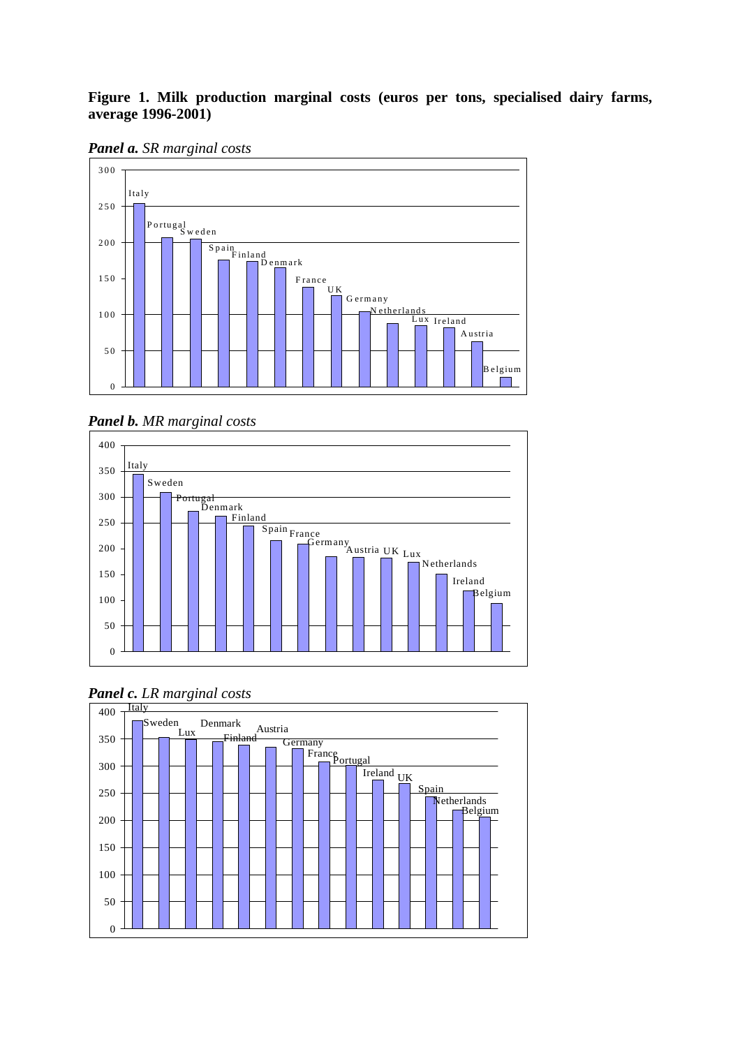**Figure 1. Milk production marginal costs (euros per tons, specialised dairy farms, average 1996-2001)**

***Panel a.*** *SR marginal costs*

***Panel b.*** *MR marginal costs*

***Panel c.*** *LR marginal costs*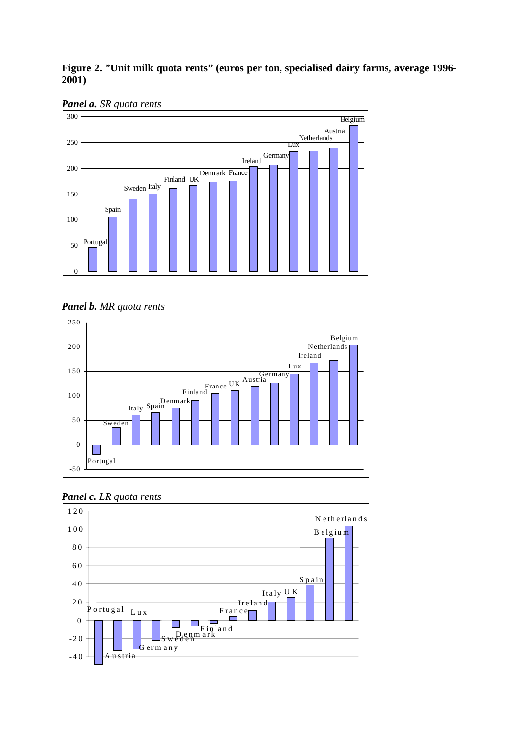**Figure 2. "Unit milk quota rents" (euros per ton, specialised dairy farms, average 1996-2001)**

***Panel a.*** *SR quota rents*

***Panel b.*** *MR quota rents*

***Panel c.*** *LR quota rents*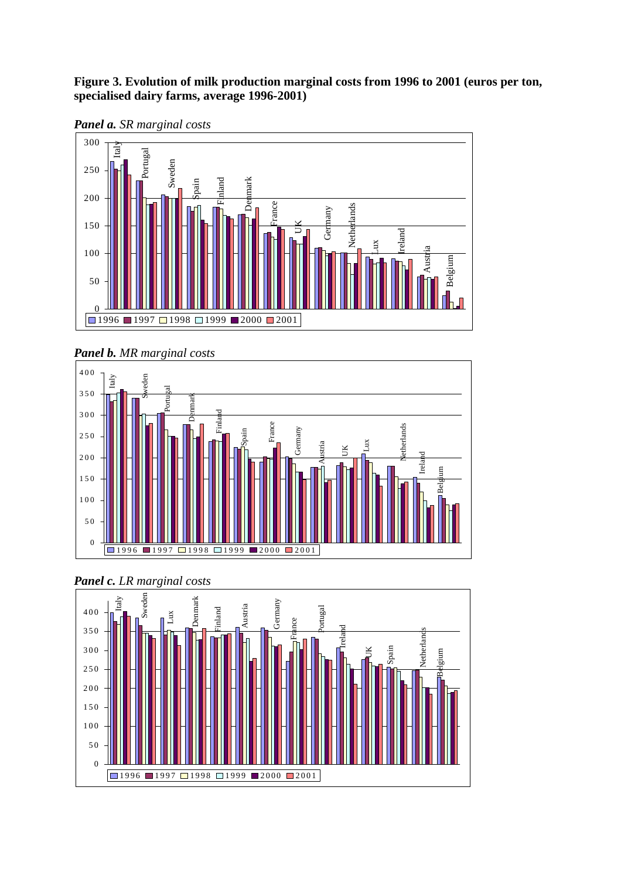**Figure 3. Evolution of milk production marginal costs from 1996 to 2001 (euros per ton, specialised dairy farms, average 1996-2001)**

***Panel a.*** *SR marginal costs*

***Panel b.*** *MR marginal costs*

***Panel c.*** *LR marginal costs*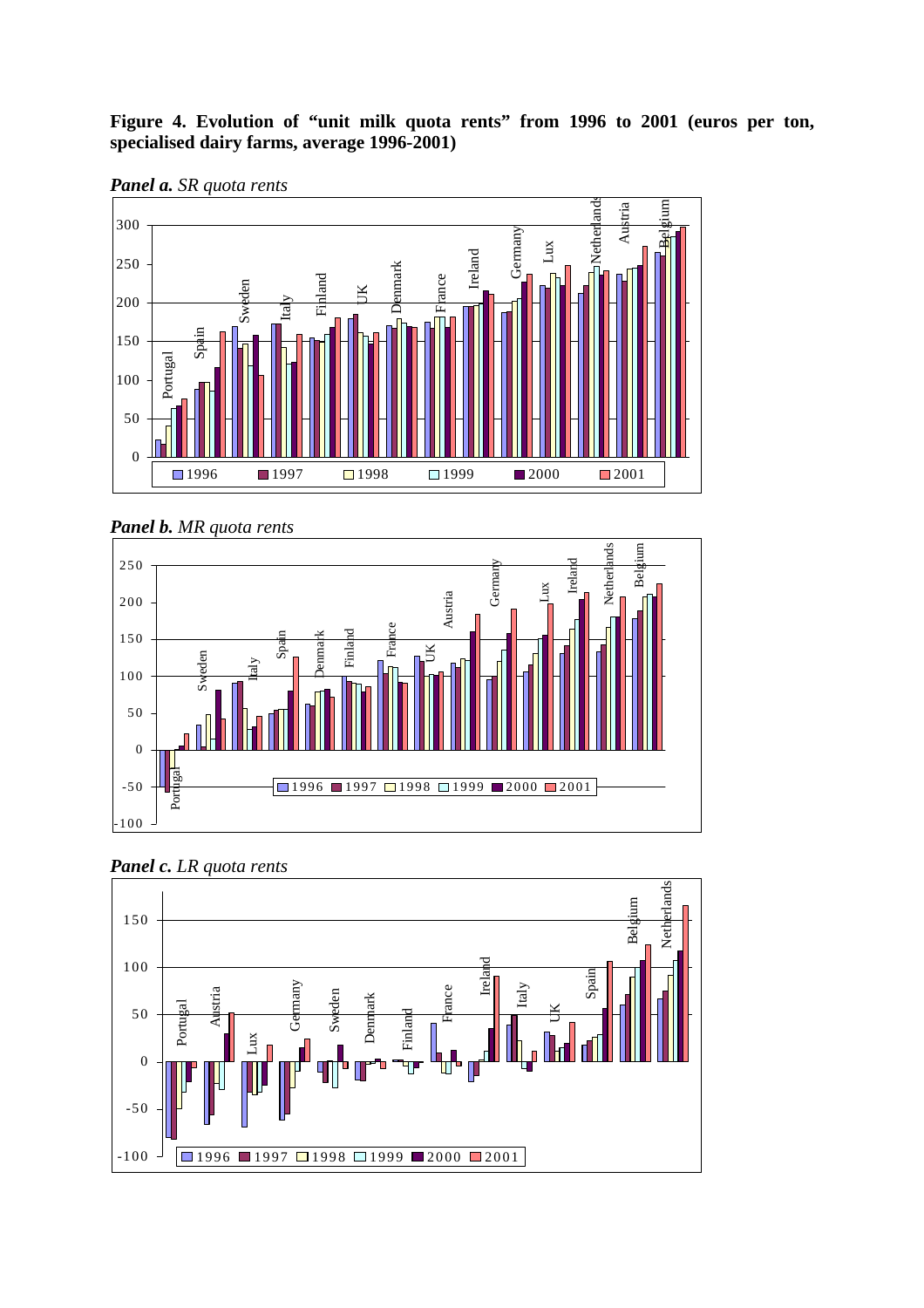**Figure 4. Evolution of "unit milk quota rents" from 1996 to 2001 (euros per ton, specialised dairy farms, average 1996-2001)**

***Panel a.*** *SR quota rents*

***Panel b.*** *MR quota rents*

***Panel c.*** *LR quota rents*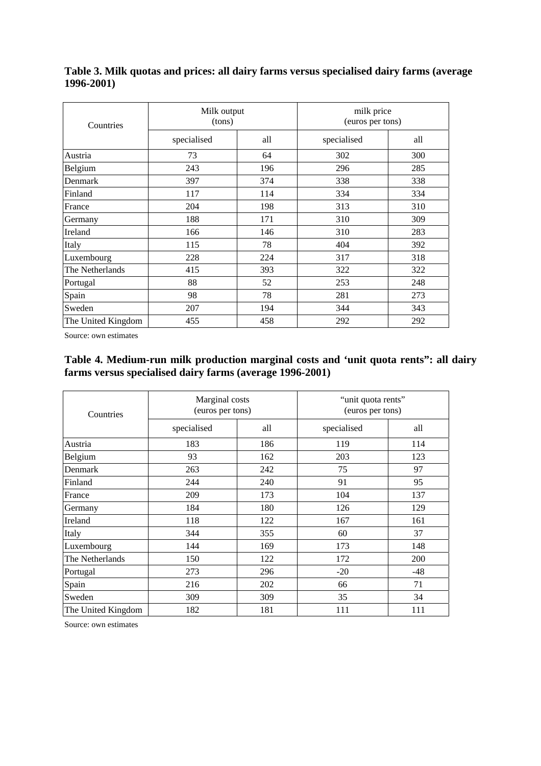**Table 3. Milk quotas and prices: all dairy farms versus specialised dairy farms (average 1996-2001)**

| Countries | Milk output (tons) | | milk price (euros per tons) | |
|---|---|---|---|---|
| | specialised | all | specialised | all |
| Austria | 73 | 64 | 302 | 300 |
| Belgium | 243 | 196 | 296 | 285 |
| Denmark | 397 | 374 | 338 | 338 |
| Finland | 117 | 114 | 334 | 334 |
| France | 204 | 198 | 313 | 310 |
| Germany | 188 | 171 | 310 | 309 |
| Ireland | 166 | 146 | 310 | 283 |
| Italy | 115 | 78 | 404 | 392 |
| Luxembourg | 228 | 224 | 317 | 318 |
| The Netherlands | 415 | 393 | 322 | 322 |
| Portugal | 88 | 52 | 253 | 248 |
| Spain | 98 | 78 | 281 | 273 |
| Sweden | 207 | 194 | 344 | 343 |
| The United Kingdom | 455 | 458 | 292 | 292 |

Source: own estimates

**Table 4. Medium-run milk production marginal costs and 'unit quota rents": all dairy farms versus specialised dairy farms (average 1996-2001)**

| Countries | Marginal costs (euros per tons) | | "unit quota rents" (euros per tons) | |
|---|---|---|---|---|
| | specialised | all | specialised | all |
| Austria | 183 | 186 | 119 | 114 |
| Belgium | 93 | 162 | 203 | 123 |
| Denmark | 263 | 242 | 75 | 97 |
| Finland | 244 | 240 | 91 | 95 |
| France | 209 | 173 | 104 | 137 |
| Germany | 184 | 180 | 126 | 129 |
| Ireland | 118 | 122 | 167 | 161 |
| Italy | 344 | 355 | 60 | 37 |
| Luxembourg | 144 | 169 | 173 | 148 |
| The Netherlands | 150 | 122 | 172 | 200 |
| Portugal | 273 | 296 | -20 | -48 |
| Spain | 216 | 202 | 66 | 71 |
| Sweden | 309 | 309 | 35 | 34 |
| The United Kingdom | 182 | 181 | 111 | 111 |

Source: own estimates